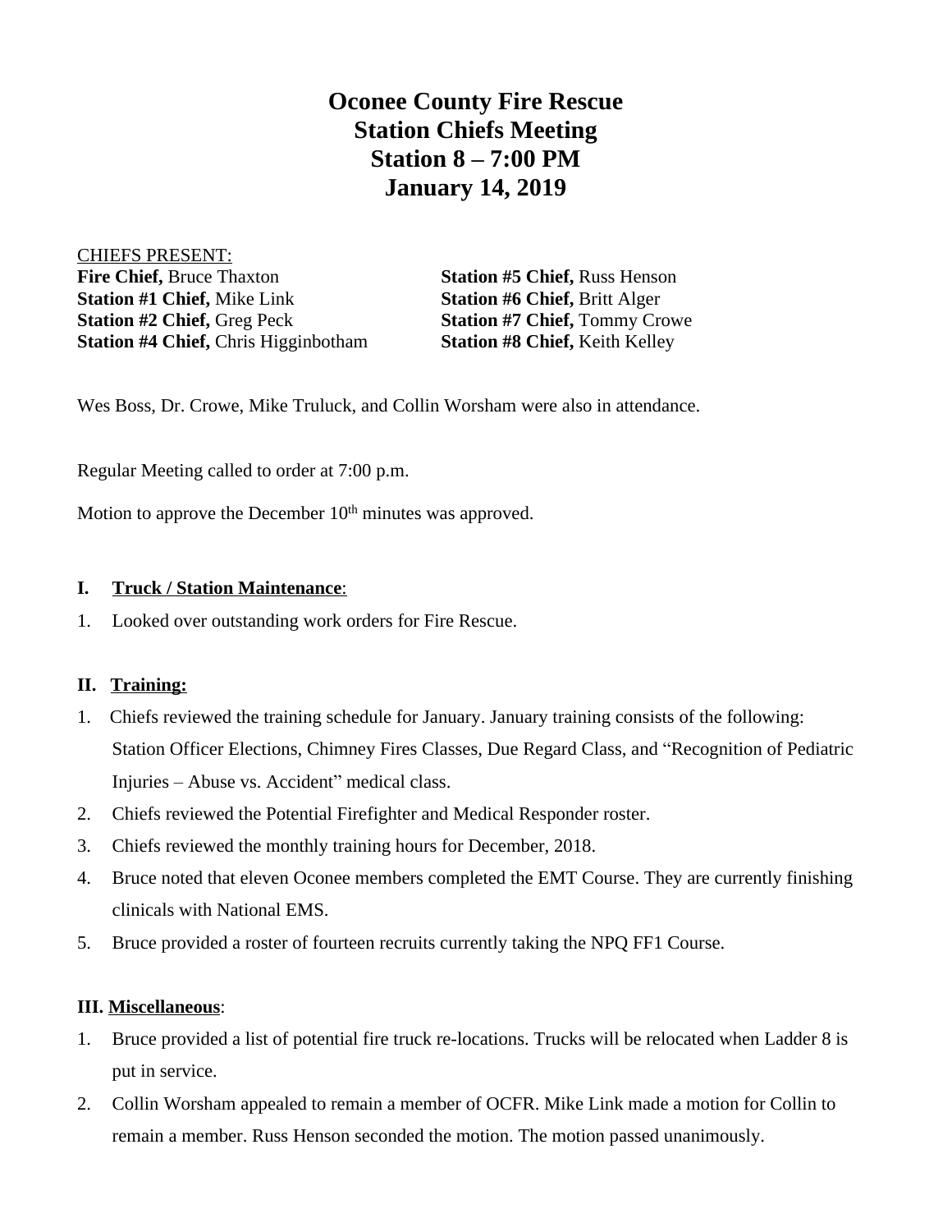# Oconee County Fire Rescue
# Station Chiefs Meeting
# Station 8 – 7:00 PM
# January 14, 2019

CHIEFS PRESENT:

**Fire Chief,** Bruce Thaxton
**Station #1 Chief,** Mike Link
**Station #2 Chief,** Greg Peck
**Station #4 Chief,** Chris Higginbotham
**Station #5 Chief,** Russ Henson
**Station #6 Chief,** Britt Alger
**Station #7 Chief,** Tommy Crowe
**Station #8 Chief,** Keith Kelley

Wes Boss, Dr. Crowe, Mike Truluck, and Collin Worsham were also in attendance.

Regular Meeting called to order at 7:00 p.m.

Motion to approve the December 10th minutes was approved.

**I. Truck / Station Maintenance**:

1. Looked over outstanding work orders for Fire Rescue.

**II. Training:**

1. Chiefs reviewed the training schedule for January. January training consists of the following: Station Officer Elections, Chimney Fires Classes, Due Regard Class, and "Recognition of Pediatric Injuries – Abuse vs. Accident" medical class.
2. Chiefs reviewed the Potential Firefighter and Medical Responder roster.
3. Chiefs reviewed the monthly training hours for December, 2018.
4. Bruce noted that eleven Oconee members completed the EMT Course. They are currently finishing clinicals with National EMS.
5. Bruce provided a roster of fourteen recruits currently taking the NPQ FF1 Course.

**III. Miscellaneous**:

1. Bruce provided a list of potential fire truck re-locations. Trucks will be relocated when Ladder 8 is put in service.
2. Collin Worsham appealed to remain a member of OCFR. Mike Link made a motion for Collin to remain a member. Russ Henson seconded the motion. The motion passed unanimously.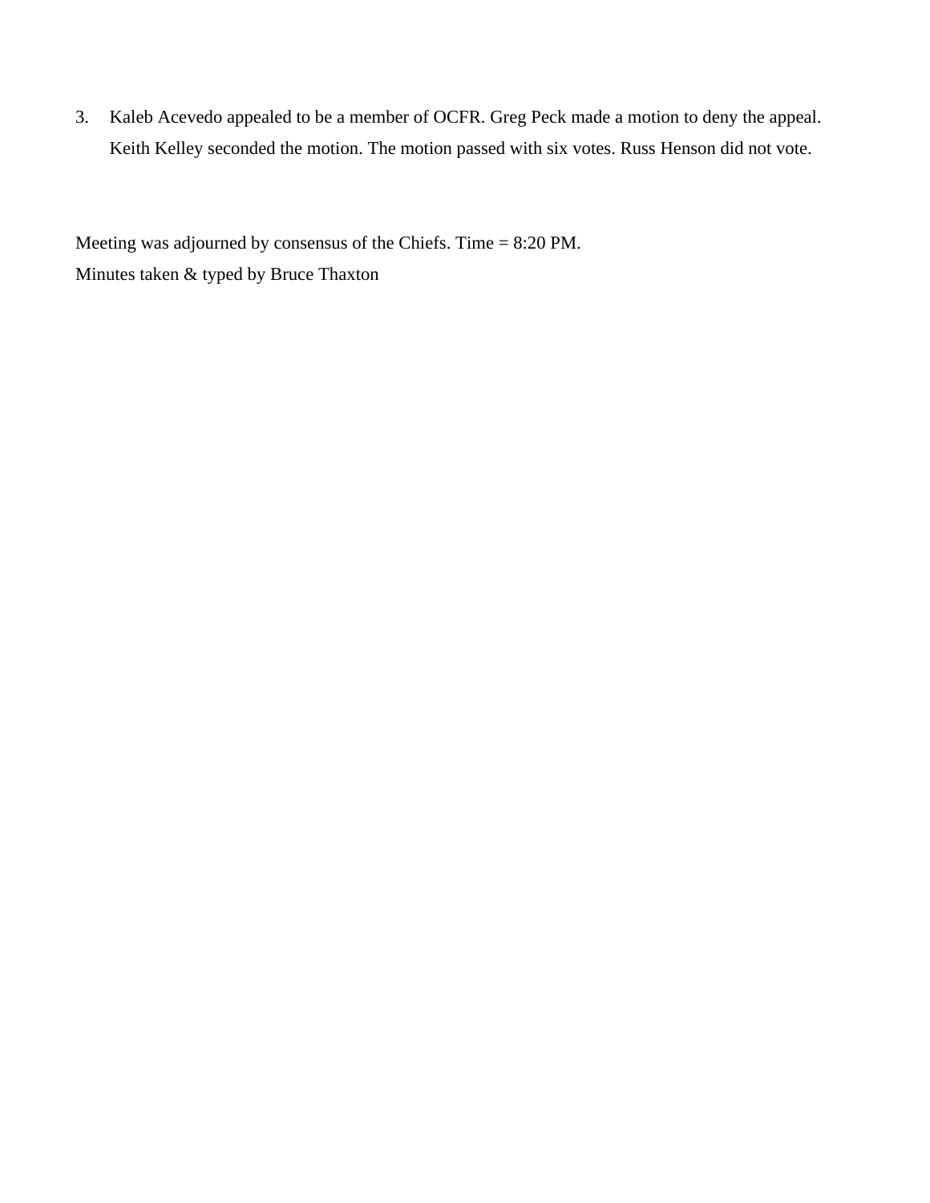3. Kaleb Acevedo appealed to be a member of OCFR. Greg Peck made a motion to deny the appeal. Keith Kelley seconded the motion. The motion passed with six votes. Russ Henson did not vote.

Meeting was adjourned by consensus of the Chiefs. Time = 8:20 PM.
Minutes taken & typed by Bruce Thaxton